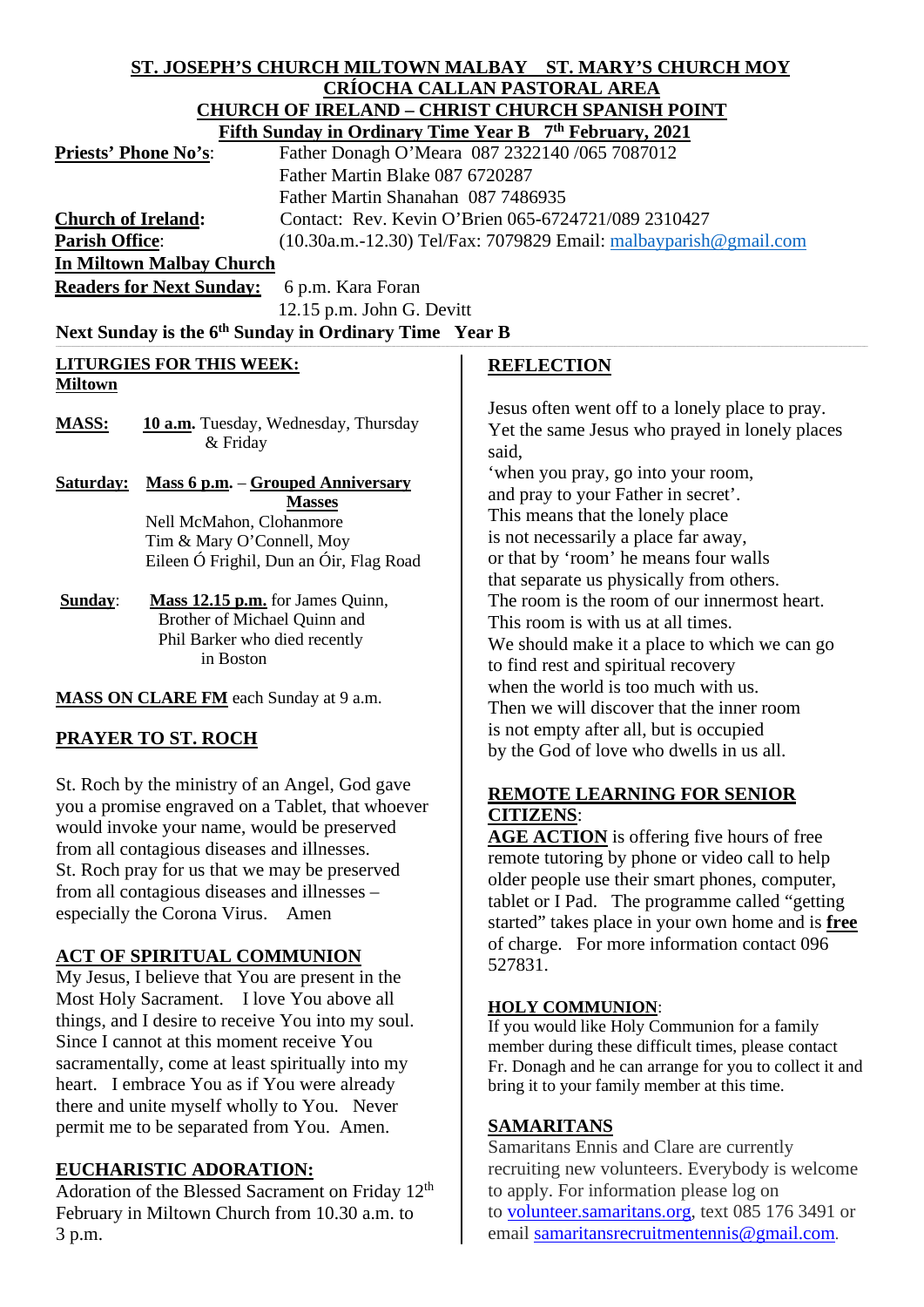**ST. JOSEPH'S CHURCH MILTOWN MALBAY ST. MARY'S CHURCH MOY**
**CRÍOCHA CALLAN PASTORAL AREA**
**CHURCH OF IRELAND – CHRIST CHURCH SPANISH POINT**
**Fifth Sunday in Ordinary Time Year B 7th February, 2021**

**Priests' Phone No's**: Father Donagh O'Meara 087 2322140 /065 7087012
Father Martin Blake 087 6720287
Father Martin Shanahan 087 7486935

**Church of Ireland**: Contact: Rev. Kevin O'Brien 065-6724721/089 2310427

**Parish Office**: (10.30a.m.-12.30) Tel/Fax: 7079829 Email: malbayparish@gmail.com

**In Miltown Malbay Church**

**Readers for Next Sunday:** 6 p.m. Kara Foran
12.15 p.m. John G. Devitt

**Next Sunday is the 6th Sunday in Ordinary Time Year B**

## LITURGIES FOR THIS WEEK:

**Miltown**

**MASS:** **10 a.m.** Tuesday, Wednesday, Thursday & Friday

**Saturday:** **Mass 6 p.m.** – **Grouped Anniversary Masses**
Nell McMahon, Clohanmore
Tim & Mary O'Connell, Moy
Eileen Ó Frighil, Dun an Óir, Flag Road

**Sunday**: **Mass 12.15 p.m.** for James Quinn, Brother of Michael Quinn and Phil Barker who died recently in Boston

**MASS ON CLARE FM** each Sunday at 9 a.m.

## PRAYER TO ST. ROCH

St. Roch by the ministry of an Angel, God gave you a promise engraved on a Tablet, that whoever would invoke your name, would be preserved from all contagious diseases and illnesses. St. Roch pray for us that we may be preserved from all contagious diseases and illnesses – especially the Corona Virus. Amen

## ACT OF SPIRITUAL COMMUNION

My Jesus, I believe that You are present in the Most Holy Sacrament. I love You above all things, and I desire to receive You into my soul. Since I cannot at this moment receive You sacramentally, come at least spiritually into my heart. I embrace You as if You were already there and unite myself wholly to You. Never permit me to be separated from You. Amen.

## EUCHARISTIC ADORATION:

Adoration of the Blessed Sacrament on Friday 12th February in Miltown Church from 10.30 a.m. to 3 p.m.

## REFLECTION

Jesus often went off to a lonely place to pray.
Yet the same Jesus who prayed in lonely places said,
'when you pray, go into your room,
and pray to your Father in secret'.
This means that the lonely place
is not necessarily a place far away,
or that by 'room' he means four walls
that separate us physically from others.
The room is the room of our innermost heart.
This room is with us at all times.
We should make it a place to which we can go
to find rest and spiritual recovery
when the world is too much with us.
Then we will discover that the inner room
is not empty after all, but is occupied
by the God of love who dwells in us all.

## REMOTE LEARNING FOR SENIOR CITIZENS:

**AGE ACTION** is offering five hours of free remote tutoring by phone or video call to help older people use their smart phones, computer, tablet or I Pad. The programme called "getting started" takes place in your own home and is **free** of charge. For more information contact 096 527831.

## HOLY COMMUNION:

If you would like Holy Communion for a family member during these difficult times, please contact Fr. Donagh and he can arrange for you to collect it and bring it to your family member at this time.

## SAMARITANS

Samaritans Ennis and Clare are currently recruiting new volunteers. Everybody is welcome to apply. For information please log on to volunteer.samaritans.org, text 085 176 3491 or email samaritansrecruitmentennis@gmail.com.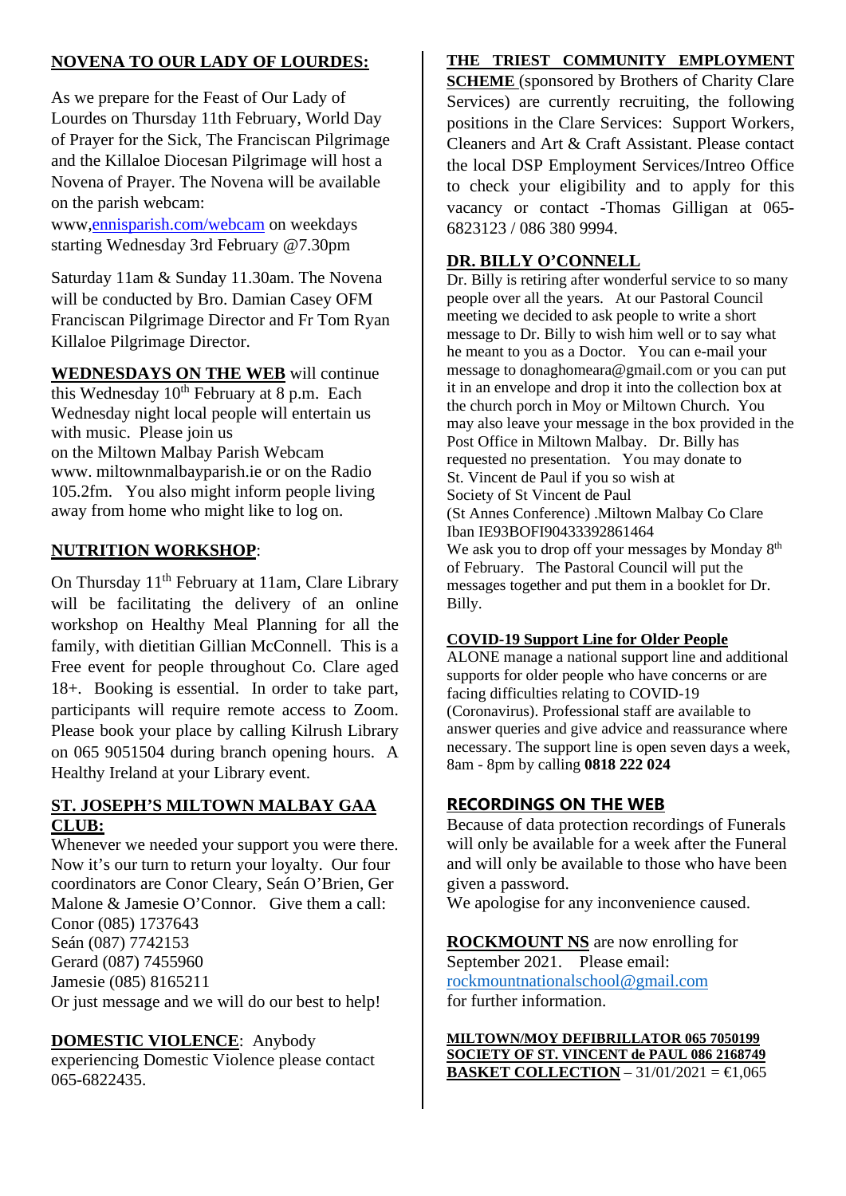**NOVENA TO OUR LADY OF LOURDES:**

As we prepare for the Feast of Our Lady of Lourdes on Thursday 11th February, World Day of Prayer for the Sick, The Franciscan Pilgrimage and the Killaloe Diocesan Pilgrimage will host a Novena of Prayer. The Novena will be available on the parish webcam:
www,ennisparish.com/webcam on weekdays starting Wednesday 3rd February @7.30pm

Saturday 11am & Sunday 11.30am. The Novena will be conducted by Bro. Damian Casey OFM Franciscan Pilgrimage Director and Fr Tom Ryan Killaloe Pilgrimage Director.

**WEDNESDAYS ON THE WEB** will continue this Wednesday 10th February at 8 p.m. Each Wednesday night local people will entertain us with music. Please join us
on the Miltown Malbay Parish Webcam
www. miltownmalbayparish.ie or on the Radio 105.2fm. You also might inform people living away from home who might like to log on.

**NUTRITION WORKSHOP**:

On Thursday 11th February at 11am, Clare Library will be facilitating the delivery of an online workshop on Healthy Meal Planning for all the family, with dietitian Gillian McConnell. This is a Free event for people throughout Co. Clare aged 18+. Booking is essential. In order to take part, participants will require remote access to Zoom. Please book your place by calling Kilrush Library on 065 9051504 during branch opening hours. A Healthy Ireland at your Library event.

**ST. JOSEPH'S MILTOWN MALBAY GAA CLUB:**
Whenever we needed your support you were there. Now it's our turn to return your loyalty. Our four coordinators are Conor Cleary, Seán O'Brien, Ger Malone & Jamesie O'Connor. Give them a call:
Conor (085) 1737643
Seán (087) 7742153
Gerard (087) 7455960
Jamesie (085) 8165211
Or just message and we will do our best to help!

**DOMESTIC VIOLENCE**: Anybody experiencing Domestic Violence please contact 065-6822435.

**THE TRIEST COMMUNITY EMPLOYMENT SCHEME** (sponsored by Brothers of Charity Clare Services) are currently recruiting, the following positions in the Clare Services: Support Workers, Cleaners and Art & Craft Assistant. Please contact the local DSP Employment Services/Intreo Office to check your eligibility and to apply for this vacancy or contact -Thomas Gilligan at 065-6823123 / 086 380 9994.

**DR. BILLY O'CONNELL**
Dr. Billy is retiring after wonderful service to so many people over all the years. At our Pastoral Council meeting we decided to ask people to write a short message to Dr. Billy to wish him well or to say what he meant to you as a Doctor. You can e-mail your message to donaghomeara@gmail.com or you can put it in an envelope and drop it into the collection box at the church porch in Moy or Miltown Church. You may also leave your message in the box provided in the Post Office in Miltown Malbay. Dr. Billy has requested no presentation. You may donate to St. Vincent de Paul if you so wish at
Society of St Vincent de Paul
(St Annes Conference) .Miltown Malbay Co Clare
Iban IE93BOFI90433392861464
We ask you to drop off your messages by Monday 8th of February. The Pastoral Council will put the messages together and put them in a booklet for Dr. Billy.

**COVID-19 Support Line for Older People**
ALONE manage a national support line and additional supports for older people who have concerns or are facing difficulties relating to COVID-19 (Coronavirus). Professional staff are available to answer queries and give advice and reassurance where necessary. The support line is open seven days a week, 8am - 8pm by calling **0818 222 024**

**RECORDINGS ON THE WEB**
Because of data protection recordings of Funerals will only be available for a week after the Funeral and will only be available to those who have been given a password.
We apologise for any inconvenience caused.

**ROCKMOUNT NS** are now enrolling for September 2021. Please email:
rockmountnationalschool@gmail.com
for further information.

**MILTOWN/MOY DEFIBRILLATOR 065 7050199**
**SOCIETY OF ST. VINCENT de PAUL 086 2168749**
**BASKET COLLECTION** – 31/01/2021 = €1,065